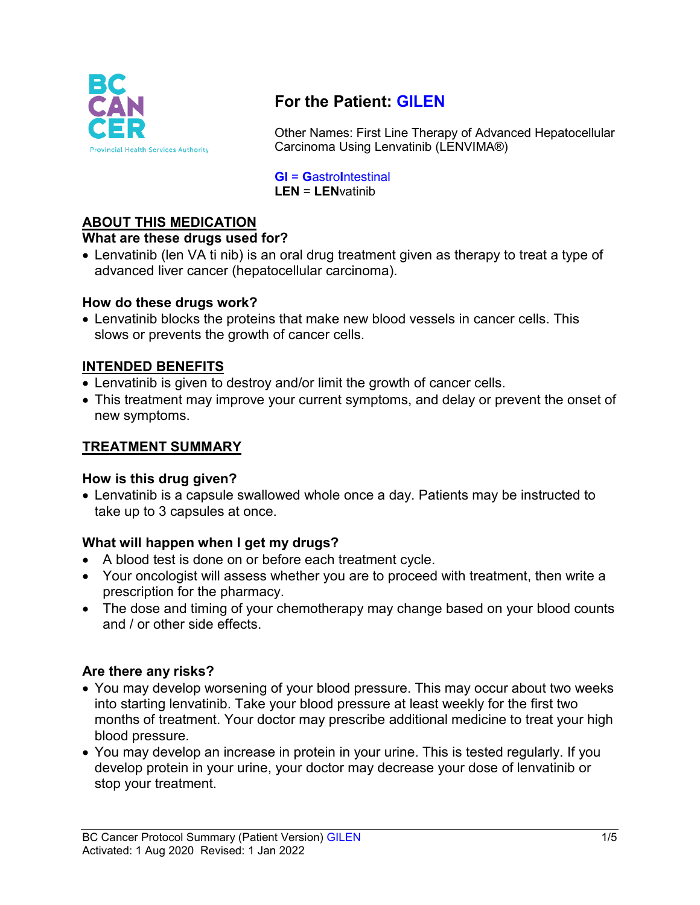# For the Patient: GILEN

Other Names: First Line Therapy of Advanced Hepatocellular Carcinoma Using Lenvatinib (LENVIMA®)

**GI** = **G**astro**I**ntestinal
**LEN** = **LEN**vatinib

## ABOUT THIS MEDICATION

### What are these drugs used for?

- Lenvatinib (len VA ti nib) is an oral drug treatment given as therapy to treat a type of advanced liver cancer (hepatocellular carcinoma).

### How do these drugs work?

- Lenvatinib blocks the proteins that make new blood vessels in cancer cells. This slows or prevents the growth of cancer cells.

## INTENDED BENEFITS

- Lenvatinib is given to destroy and/or limit the growth of cancer cells.
- This treatment may improve your current symptoms, and delay or prevent the onset of new symptoms.

## TREATMENT SUMMARY

### How is this drug given?

- Lenvatinib is a capsule swallowed whole once a day. Patients may be instructed to take up to 3 capsules at once.

### What will happen when I get my drugs?

- A blood test is done on or before each treatment cycle.
- Your oncologist will assess whether you are to proceed with treatment, then write a prescription for the pharmacy.
- The dose and timing of your chemotherapy may change based on your blood counts and / or other side effects.

### Are there any risks?

- You may develop worsening of your blood pressure. This may occur about two weeks into starting lenvatinib. Take your blood pressure at least weekly for the first two months of treatment. Your doctor may prescribe additional medicine to treat your high blood pressure.
- You may develop an increase in protein in your urine. This is tested regularly. If you develop protein in your urine, your doctor may decrease your dose of lenvatinib or stop your treatment.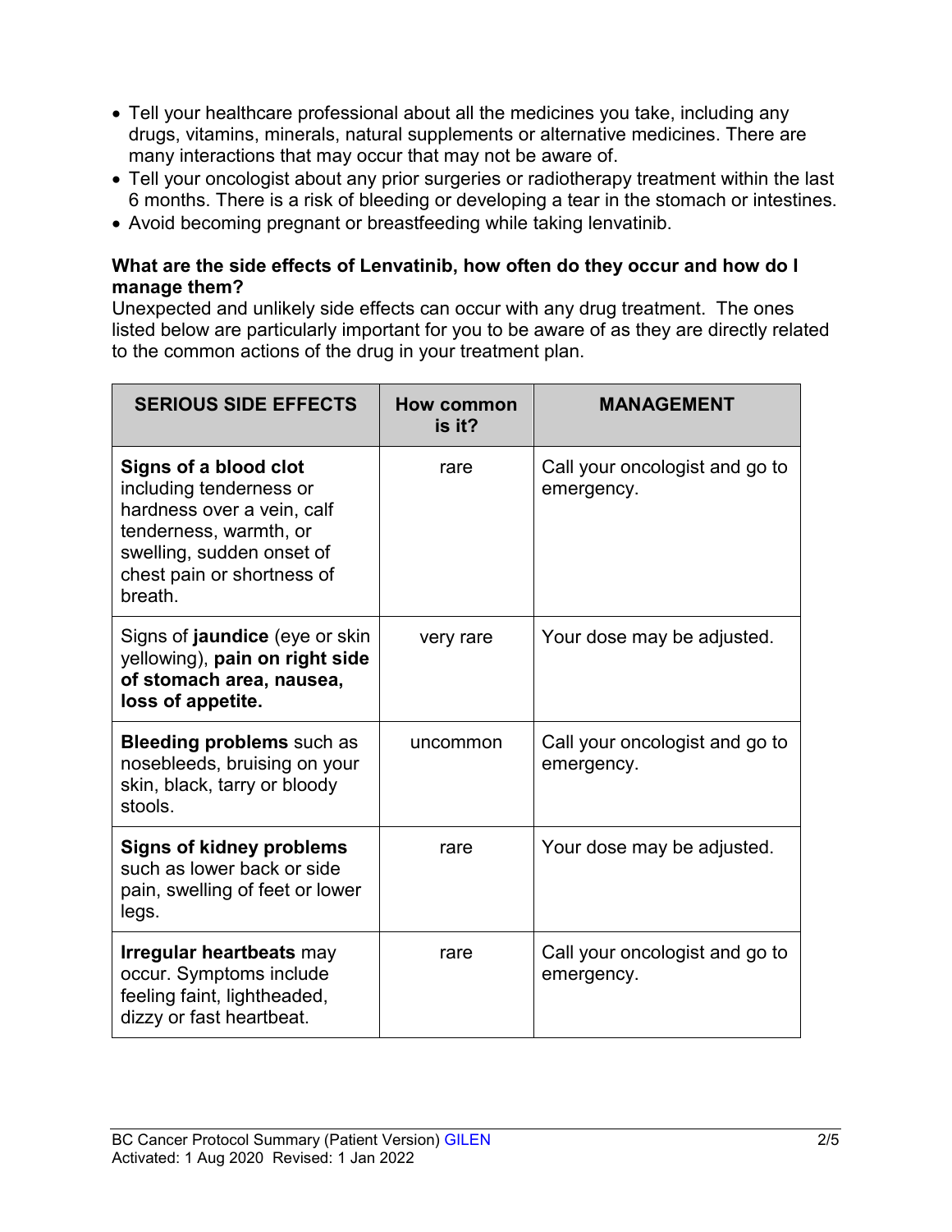- Tell your healthcare professional about all the medicines you take, including any drugs, vitamins, minerals, natural supplements or alternative medicines. There are many interactions that may occur that may not be aware of.
- Tell your oncologist about any prior surgeries or radiotherapy treatment within the last 6 months. There is a risk of bleeding or developing a tear in the stomach or intestines.
- Avoid becoming pregnant or breastfeeding while taking lenvatinib.

**What are the side effects of Lenvatinib, how often do they occur and how do I manage them?**

Unexpected and unlikely side effects can occur with any drug treatment. The ones listed below are particularly important for you to be aware of as they are directly related to the common actions of the drug in your treatment plan.

| SERIOUS SIDE EFFECTS | How common is it? | MANAGEMENT |
|---|---|---|
| **Signs of a blood clot** including tenderness or hardness over a vein, calf tenderness, warmth, or swelling, sudden onset of chest pain or shortness of breath. | rare | Call your oncologist and go to emergency. |
| Signs of **jaundice** (eye or skin yellowing), **pain on right side of stomach area, nausea, loss of appetite.** | very rare | Your dose may be adjusted. |
| **Bleeding problems** such as nosebleeds, bruising on your skin, black, tarry or bloody stools. | uncommon | Call your oncologist and go to emergency. |
| **Signs of kidney problems** such as lower back or side pain, swelling of feet or lower legs. | rare | Your dose may be adjusted. |
| **Irregular heartbeats** may occur. Symptoms include feeling faint, lightheaded, dizzy or fast heartbeat. | rare | Call your oncologist and go to emergency. |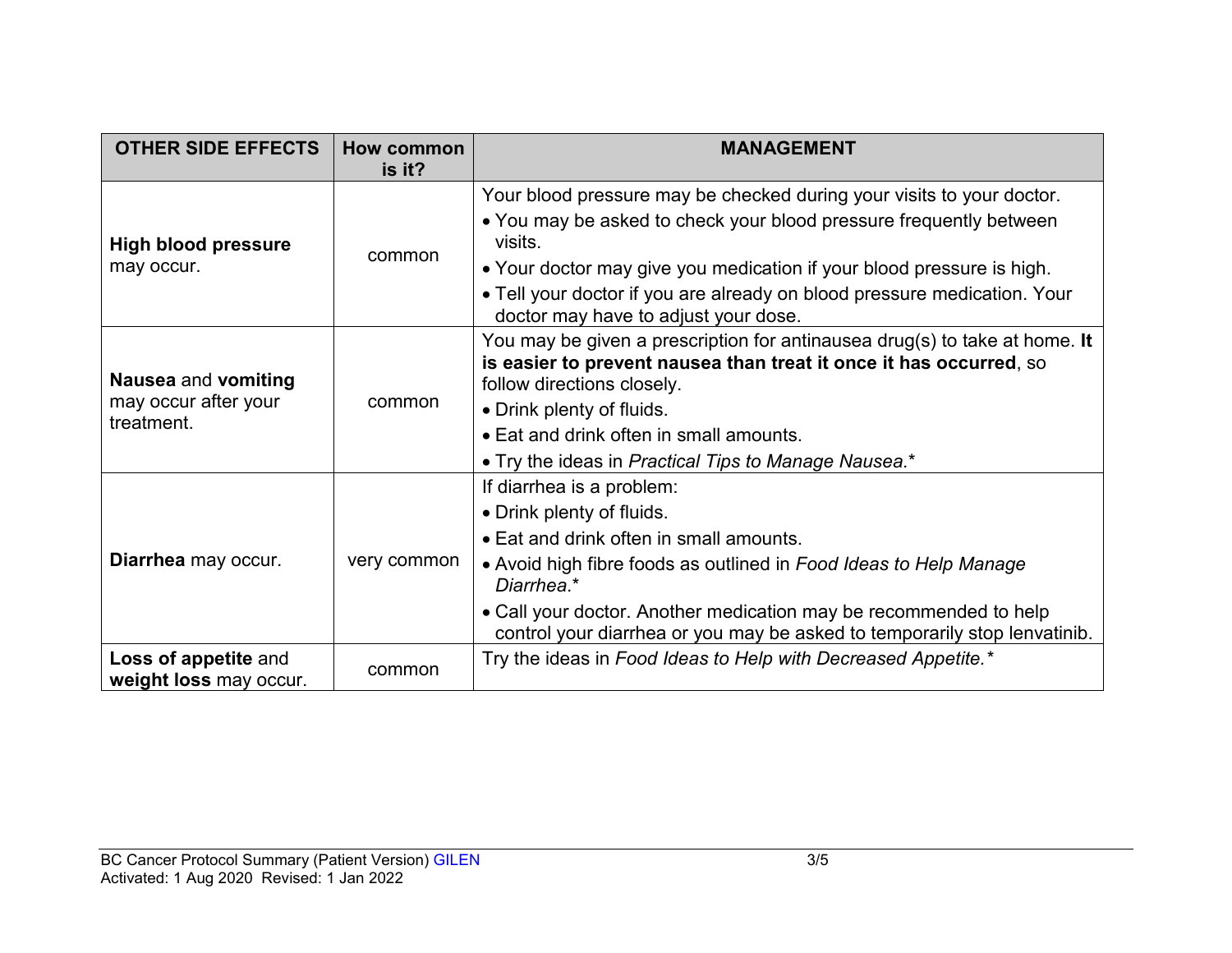| OTHER SIDE EFFECTS | How common is it? | MANAGEMENT |
| --- | --- | --- |
| **High blood pressure** may occur. | common | Your blood pressure may be checked during your visits to your doctor.<br>• You may be asked to check your blood pressure frequently between visits.<br>• Your doctor may give you medication if your blood pressure is high.<br>• Tell your doctor if you are already on blood pressure medication. Your doctor may have to adjust your dose. |
| **Nausea** and **vomiting** may occur after your treatment. | common | You may be given a prescription for antinausea drug(s) to take at home. **It is easier to prevent nausea than treat it once it has occurred**, so follow directions closely.<br>• Drink plenty of fluids.<br>• Eat and drink often in small amounts.<br>• Try the ideas in *Practical Tips to Manage Nausea.** |
| **Diarrhea** may occur. | very common | If diarrhea is a problem:<br>• Drink plenty of fluids.<br>• Eat and drink often in small amounts.<br>• Avoid high fibre foods as outlined in *Food Ideas to Help Manage Diarrhea*.*<br>• Call your doctor. Another medication may be recommended to help control your diarrhea or you may be asked to temporarily stop lenvatinib. |
| **Loss of appetite** and **weight loss** may occur. | common | Try the ideas in *Food Ideas to Help with Decreased Appetite.** |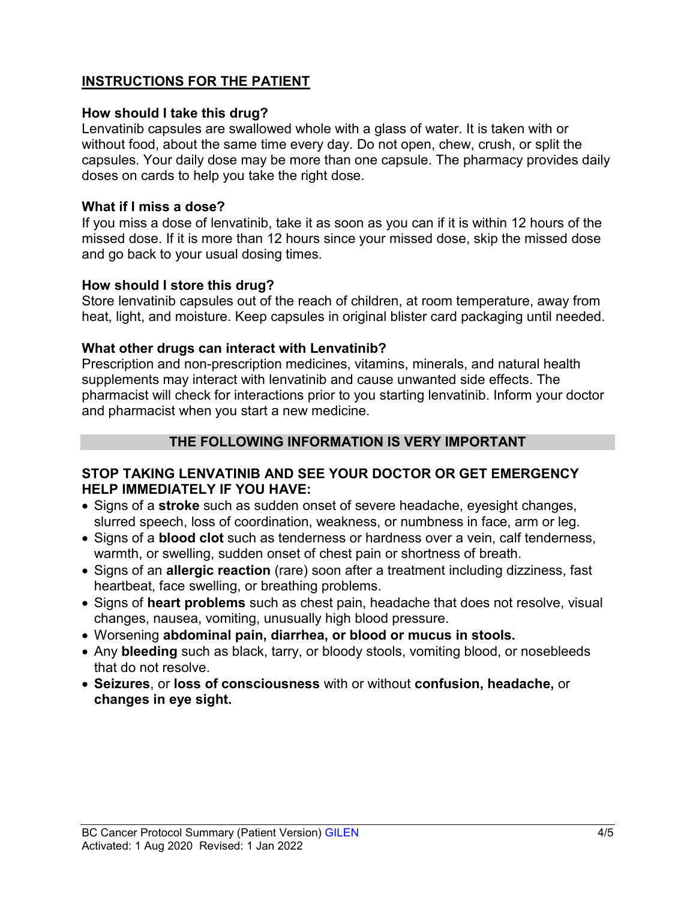## INSTRUCTIONS FOR THE PATIENT

### How should I take this drug?

Lenvatinib capsules are swallowed whole with a glass of water. It is taken with or without food, about the same time every day. Do not open, chew, crush, or split the capsules. Your daily dose may be more than one capsule. The pharmacy provides daily doses on cards to help you take the right dose.

### What if I miss a dose?

If you miss a dose of lenvatinib, take it as soon as you can if it is within 12 hours of the missed dose. If it is more than 12 hours since your missed dose, skip the missed dose and go back to your usual dosing times.

### How should I store this drug?

Store lenvatinib capsules out of the reach of children, at room temperature, away from heat, light, and moisture. Keep capsules in original blister card packaging until needed.

### What other drugs can interact with Lenvatinib?

Prescription and non-prescription medicines, vitamins, minerals, and natural health supplements may interact with lenvatinib and cause unwanted side effects. The pharmacist will check for interactions prior to you starting lenvatinib. Inform your doctor and pharmacist when you start a new medicine.

## THE FOLLOWING INFORMATION IS VERY IMPORTANT

### STOP TAKING LENVATINIB AND SEE YOUR DOCTOR OR GET EMERGENCY HELP IMMEDIATELY IF YOU HAVE:

- Signs of a **stroke** such as sudden onset of severe headache, eyesight changes, slurred speech, loss of coordination, weakness, or numbness in face, arm or leg.
- Signs of a **blood clot** such as tenderness or hardness over a vein, calf tenderness, warmth, or swelling, sudden onset of chest pain or shortness of breath.
- Signs of an **allergic reaction** (rare) soon after a treatment including dizziness, fast heartbeat, face swelling, or breathing problems.
- Signs of **heart problems** such as chest pain, headache that does not resolve, visual changes, nausea, vomiting, unusually high blood pressure.
- Worsening **abdominal pain, diarrhea, or blood or mucus in stools.**
- Any **bleeding** such as black, tarry, or bloody stools, vomiting blood, or nosebleeds that do not resolve.
- **Seizures**, or **loss of consciousness** with or without **confusion, headache,** or **changes in eye sight.**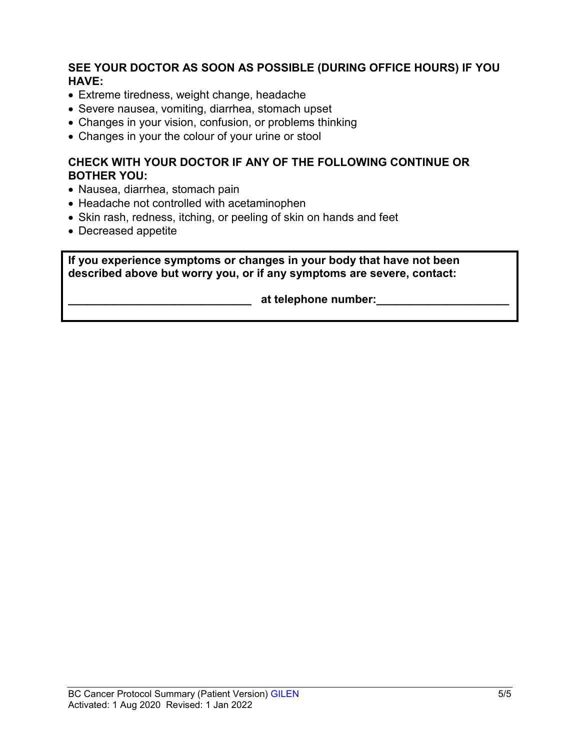**SEE YOUR DOCTOR AS SOON AS POSSIBLE (DURING OFFICE HOURS) IF YOU HAVE:**

- Extreme tiredness, weight change, headache
- Severe nausea, vomiting, diarrhea, stomach upset
- Changes in your vision, confusion, or problems thinking
- Changes in your the colour of your urine or stool

**CHECK WITH YOUR DOCTOR IF ANY OF THE FOLLOWING CONTINUE OR BOTHER YOU:**

- Nausea, diarrhea, stomach pain
- Headache not controlled with acetaminophen
- Skin rash, redness, itching, or peeling of skin on hands and feet
- Decreased appetite

**If you experience symptoms or changes in your body that have not been described above but worry you, or if any symptoms are severe, contact:**

**_____________________________ at telephone number:_____________________**